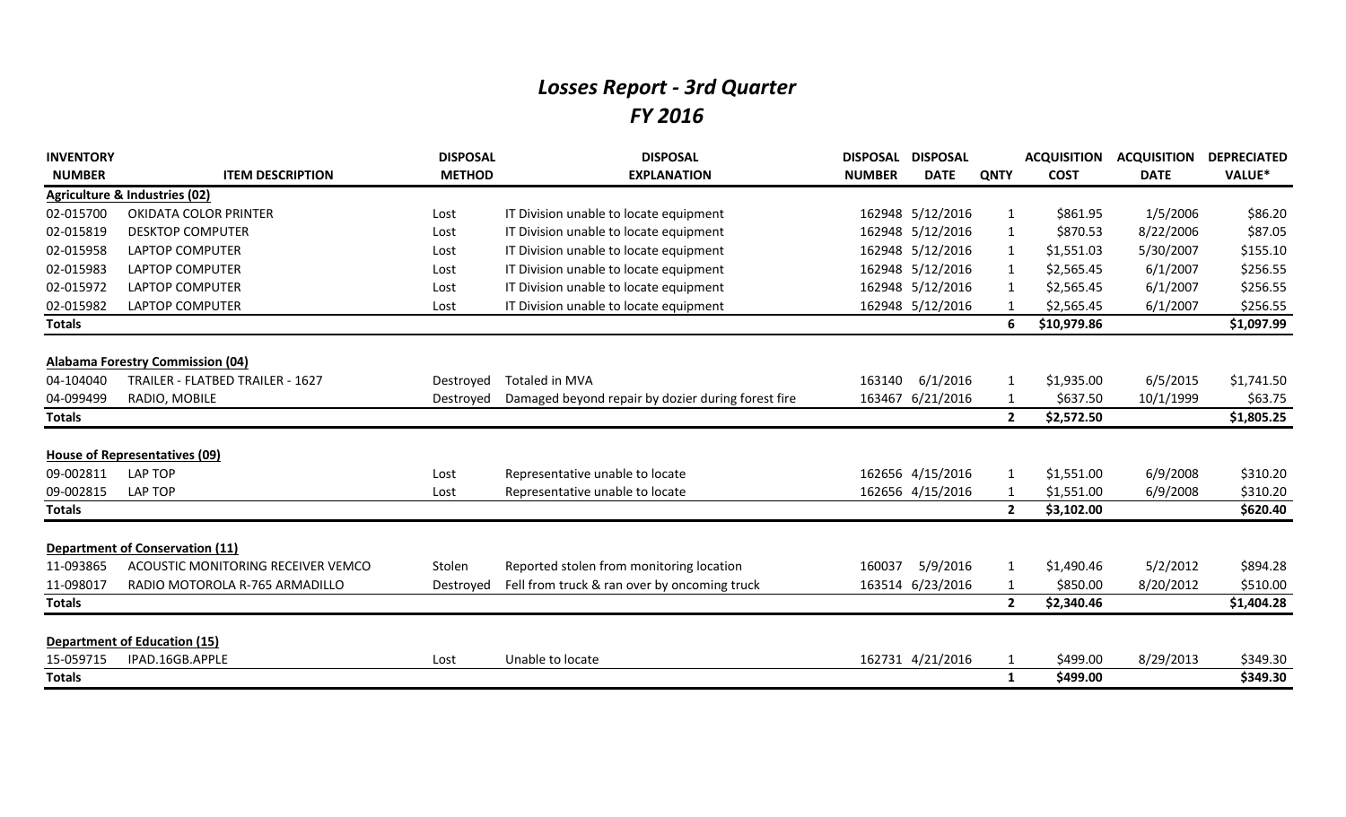# *Losses Report - 3rd Quarter*
# *FY 2016*

| INVENTORY NUMBER | ITEM DESCRIPTION | DISPOSAL METHOD | DISPOSAL EXPLANATION | DISPOSAL NUMBER | DISPOSAL DATE | QNTY | ACQUISITION COST | ACQUISITION DATE | DEPRECIATED VALUE* |
|---|---|---|---|---|---|---|---|---|---|
| **Agriculture & Industries (02)** | | | | | | | | | |
| 02-015700 | OKIDATA COLOR PRINTER | Lost | IT Division unable to locate equipment | 162948 | 5/12/2016 | 1 | $861.95 | 1/5/2006 | $86.20 |
| 02-015819 | DESKTOP COMPUTER | Lost | IT Division unable to locate equipment | 162948 | 5/12/2016 | 1 | $870.53 | 8/22/2006 | $87.05 |
| 02-015958 | LAPTOP COMPUTER | Lost | IT Division unable to locate equipment | 162948 | 5/12/2016 | 1 | $1,551.03 | 5/30/2007 | $155.10 |
| 02-015983 | LAPTOP COMPUTER | Lost | IT Division unable to locate equipment | 162948 | 5/12/2016 | 1 | $2,565.45 | 6/1/2007 | $256.55 |
| 02-015972 | LAPTOP COMPUTER | Lost | IT Division unable to locate equipment | 162948 | 5/12/2016 | 1 | $2,565.45 | 6/1/2007 | $256.55 |
| 02-015982 | LAPTOP COMPUTER | Lost | IT Division unable to locate equipment | 162948 | 5/12/2016 | 1 | $2,565.45 | 6/1/2007 | $256.55 |
| **Totals** | | | | | | **6** | **$10,979.86** | | **$1,097.99** |
| **Alabama Forestry Commission (04)** | | | | | | | | | |
| 04-104040 | TRAILER - FLATBED TRAILER - 1627 | Destroyed | Totaled in MVA | 163140 | 6/1/2016 | 1 | $1,935.00 | 6/5/2015 | $1,741.50 |
| 04-099499 | RADIO, MOBILE | Destroyed | Damaged beyond repair by dozier during forest fire | 163467 | 6/21/2016 | 1 | $637.50 | 10/1/1999 | $63.75 |
| **Totals** | | | | | | **2** | **$2,572.50** | | **$1,805.25** |
| **House of Representatives (09)** | | | | | | | | | |
| 09-002811 | LAP TOP | Lost | Representative unable to locate | 162656 | 4/15/2016 | 1 | $1,551.00 | 6/9/2008 | $310.20 |
| 09-002815 | LAP TOP | Lost | Representative unable to locate | 162656 | 4/15/2016 | 1 | $1,551.00 | 6/9/2008 | $310.20 |
| **Totals** | | | | | | **2** | **$3,102.00** | | **$620.40** |
| **Department of Conservation (11)** | | | | | | | | | |
| 11-093865 | ACOUSTIC MONITORING RECEIVER VEMCO | Stolen | Reported stolen from monitoring location | 160037 | 5/9/2016 | 1 | $1,490.46 | 5/2/2012 | $894.28 |
| 11-098017 | RADIO MOTOROLA R-765 ARMADILLO | Destroyed | Fell from truck & ran over by oncoming truck | 163514 | 6/23/2016 | 1 | $850.00 | 8/20/2012 | $510.00 |
| **Totals** | | | | | | **2** | **$2,340.46** | | **$1,404.28** |
| **Department of Education (15)** | | | | | | | | | |
| 15-059715 | IPAD.16GB.APPLE | Lost | Unable to locate | 162731 | 4/21/2016 | 1 | $499.00 | 8/29/2013 | $349.30 |
| **Totals** | | | | | | **1** | **$499.00** | | **$349.30** |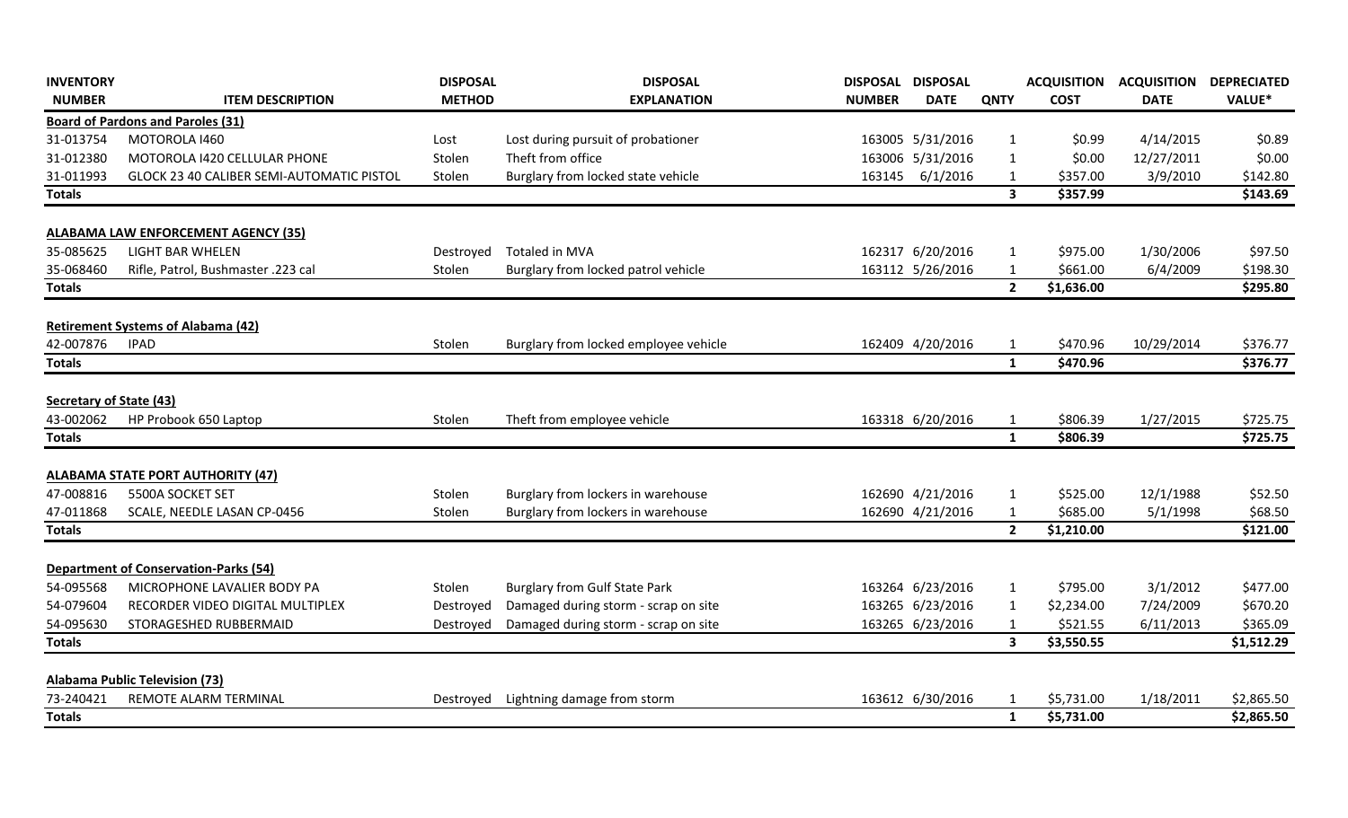| INVENTORY NUMBER | ITEM DESCRIPTION | DISPOSAL METHOD | DISPOSAL EXPLANATION | DISPOSAL NUMBER | DISPOSAL DATE | QNTY | ACQUISITION COST | ACQUISITION DATE | DEPRECIATED VALUE* |
|---|---|---|---|---|---|---|---|---|---|
| **Board of Pardons and Paroles (31)** | | | | | | | | | |
| 31-013754 | MOTOROLA I460 | Lost | Lost during pursuit of probationer | 163005 | 5/31/2016 | 1 | $0.99 | 4/14/2015 | $0.89 |
| 31-012380 | MOTOROLA I420 CELLULAR PHONE | Stolen | Theft from office | 163006 | 5/31/2016 | 1 | $0.00 | 12/27/2011 | $0.00 |
| 31-011993 | GLOCK 23 40 CALIBER SEMI-AUTOMATIC PISTOL | Stolen | Burglary from locked state vehicle | 163145 | 6/1/2016 | 1 | $357.00 | 3/9/2010 | $142.80 |
| **Totals** | | | | | | **3** | **$357.99** | | **$143.69** |
| **ALABAMA LAW ENFORCEMENT AGENCY (35)** | | | | | | | | | |
| 35-085625 | LIGHT BAR WHELEN | Destroyed | Totaled in MVA | 162317 | 6/20/2016 | 1 | $975.00 | 1/30/2006 | $97.50 |
| 35-068460 | Rifle, Patrol, Bushmaster .223 cal | Stolen | Burglary from locked patrol vehicle | 163112 | 5/26/2016 | 1 | $661.00 | 6/4/2009 | $198.30 |
| **Totals** | | | | | | **2** | **$1,636.00** | | **$295.80** |
| **Retirement Systems of Alabama (42)** | | | | | | | | | |
| 42-007876 | IPAD | Stolen | Burglary from locked employee vehicle | 162409 | 4/20/2016 | 1 | $470.96 | 10/29/2014 | $376.77 |
| **Totals** | | | | | | **1** | **$470.96** | | **$376.77** |
| **Secretary of State (43)** | | | | | | | | | |
| 43-002062 | HP Probook 650 Laptop | Stolen | Theft from employee vehicle | 163318 | 6/20/2016 | 1 | $806.39 | 1/27/2015 | $725.75 |
| **Totals** | | | | | | **1** | **$806.39** | | **$725.75** |
| **ALABAMA STATE PORT AUTHORITY (47)** | | | | | | | | | |
| 47-008816 | 5500A SOCKET SET | Stolen | Burglary from lockers in warehouse | 162690 | 4/21/2016 | 1 | $525.00 | 12/1/1988 | $52.50 |
| 47-011868 | SCALE, NEEDLE LASAN CP-0456 | Stolen | Burglary from lockers in warehouse | 162690 | 4/21/2016 | 1 | $685.00 | 5/1/1998 | $68.50 |
| **Totals** | | | | | | **2** | **$1,210.00** | | **$121.00** |
| **Department of Conservation-Parks (54)** | | | | | | | | | |
| 54-095568 | MICROPHONE LAVALIER BODY PA | Stolen | Burglary from Gulf State Park | 163264 | 6/23/2016 | 1 | $795.00 | 3/1/2012 | $477.00 |
| 54-079604 | RECORDER VIDEO DIGITAL MULTIPLEX | Destroyed | Damaged during storm - scrap on site | 163265 | 6/23/2016 | 1 | $2,234.00 | 7/24/2009 | $670.20 |
| 54-095630 | STORAGESHED RUBBERMAID | Destroyed | Damaged during storm - scrap on site | 163265 | 6/23/2016 | 1 | $521.55 | 6/11/2013 | $365.09 |
| **Totals** | | | | | | **3** | **$3,550.55** | | **$1,512.29** |
| **Alabama Public Television (73)** | | | | | | | | | |
| 73-240421 | REMOTE ALARM TERMINAL | Destroyed | Lightning damage from storm | 163612 | 6/30/2016 | 1 | $5,731.00 | 1/18/2011 | $2,865.50 |
| **Totals** | | | | | | **1** | **$5,731.00** | | **$2,865.50** |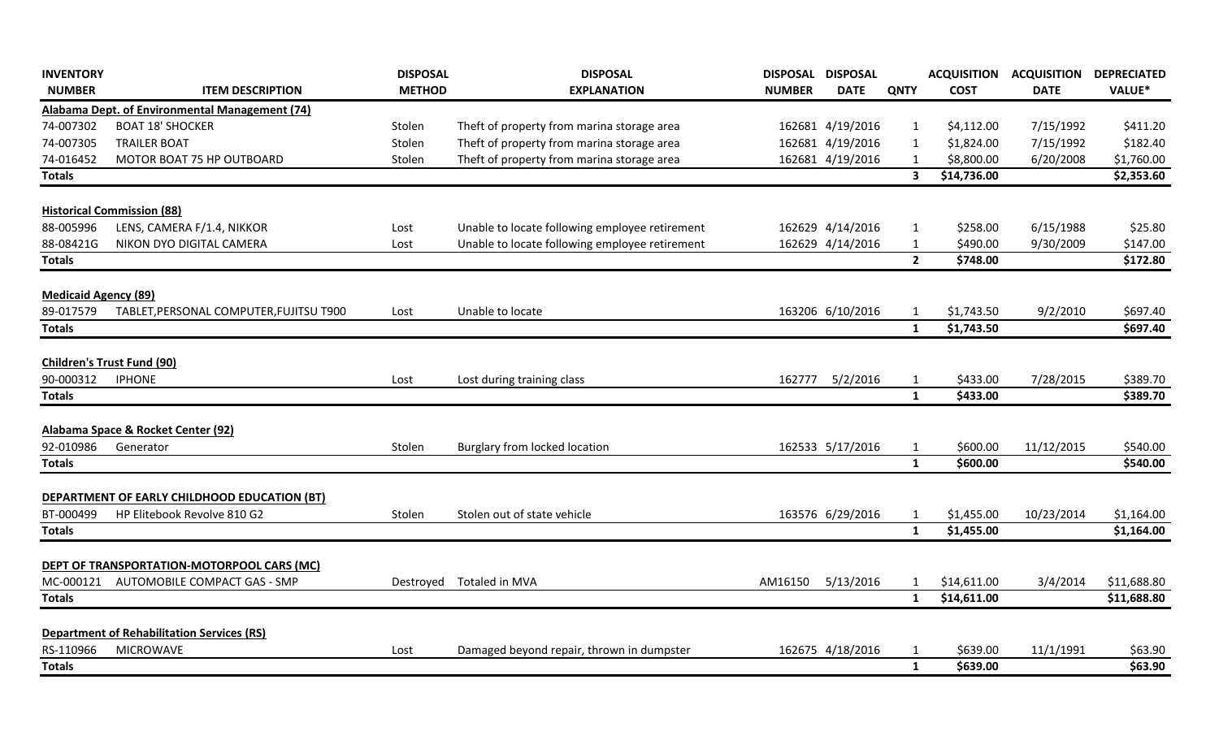| INVENTORY NUMBER | ITEM DESCRIPTION | DISPOSAL METHOD | DISPOSAL EXPLANATION | DISPOSAL NUMBER | DISPOSAL DATE | QNTY | ACQUISITION COST | ACQUISITION DATE | DEPRECIATED VALUE* |
|---|---|---|---|---|---|---|---|---|---|
| **Alabama Dept. of Environmental Management (74)** | | | | | | | | | |
| 74-007302 | BOAT 18' SHOCKER | Stolen | Theft of property from marina storage area | 162681 | 4/19/2016 | 1 | $4,112.00 | 7/15/1992 | $411.20 |
| 74-007305 | TRAILER BOAT | Stolen | Theft of property from marina storage area | 162681 | 4/19/2016 | 1 | $1,824.00 | 7/15/1992 | $182.40 |
| 74-016452 | MOTOR BOAT 75 HP OUTBOARD | Stolen | Theft of property from marina storage area | 162681 | 4/19/2016 | 1 | $8,800.00 | 6/20/2008 | $1,760.00 |
| **Totals** | | | | | | **3** | **$14,736.00** | | **$2,353.60** |
| **Historical Commission (88)** | | | | | | | | | |
| 88-005996 | LENS, CAMERA F/1.4, NIKKOR | Lost | Unable to locate following employee retirement | 162629 | 4/14/2016 | 1 | $258.00 | 6/15/1988 | $25.80 |
| 88-08421G | NIKON DYO DIGITAL CAMERA | Lost | Unable to locate following employee retirement | 162629 | 4/14/2016 | 1 | $490.00 | 9/30/2009 | $147.00 |
| **Totals** | | | | | | **2** | **$748.00** | | **$172.80** |
| **Medicaid Agency (89)** | | | | | | | | | |
| 89-017579 | TABLET,PERSONAL COMPUTER,FUJITSU T900 | Lost | Unable to locate | 163206 | 6/10/2016 | 1 | $1,743.50 | 9/2/2010 | $697.40 |
| **Totals** | | | | | | **1** | **$1,743.50** | | **$697.40** |
| **Children's Trust Fund (90)** | | | | | | | | | |
| 90-000312 | IPHONE | Lost | Lost during training class | 162777 | 5/2/2016 | 1 | $433.00 | 7/28/2015 | $389.70 |
| **Totals** | | | | | | **1** | **$433.00** | | **$389.70** |
| **Alabama Space & Rocket Center (92)** | | | | | | | | | |
| 92-010986 | Generator | Stolen | Burglary from locked location | 162533 | 5/17/2016 | 1 | $600.00 | 11/12/2015 | $540.00 |
| **Totals** | | | | | | **1** | **$600.00** | | **$540.00** |
| **DEPARTMENT OF EARLY CHILDHOOD EDUCATION (BT)** | | | | | | | | | |
| BT-000499 | HP Elitebook Revolve 810 G2 | Stolen | Stolen out of state vehicle | 163576 | 6/29/2016 | 1 | $1,455.00 | 10/23/2014 | $1,164.00 |
| **Totals** | | | | | | **1** | **$1,455.00** | | **$1,164.00** |
| **DEPT OF TRANSPORTATION-MOTORPOOL CARS (MC)** | | | | | | | | | |
| MC-000121 | AUTOMOBILE COMPACT GAS - SMP | Destroyed | Totaled in MVA | AM16150 | 5/13/2016 | 1 | $14,611.00 | 3/4/2014 | $11,688.80 |
| **Totals** | | | | | | **1** | **$14,611.00** | | **$11,688.80** |
| **Department of Rehabilitation Services (RS)** | | | | | | | | | |
| RS-110966 | MICROWAVE | Lost | Damaged beyond repair, thrown in dumpster | 162675 | 4/18/2016 | 1 | $639.00 | 11/1/1991 | $63.90 |
| **Totals** | | | | | | **1** | **$639.00** | | **$63.90** |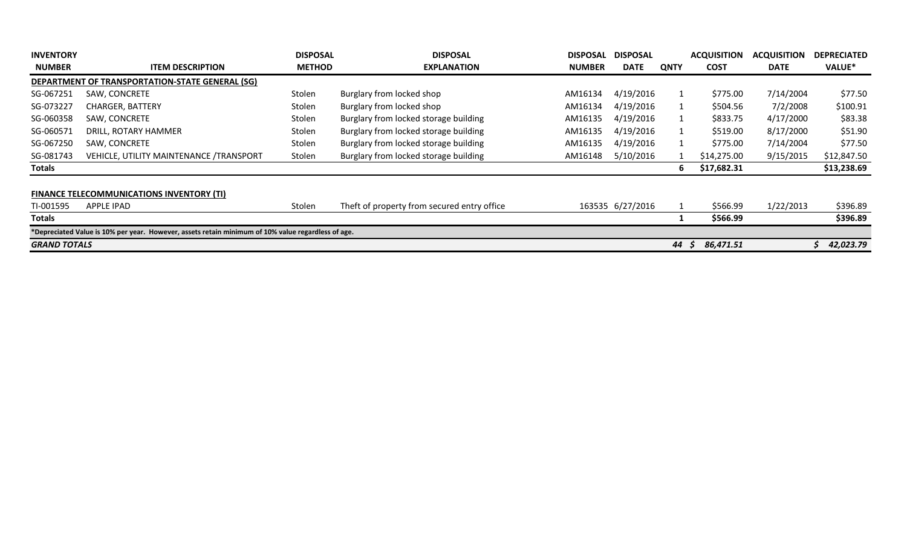| INVENTORY NUMBER | ITEM DESCRIPTION | DISPOSAL METHOD | DISPOSAL EXPLANATION | DISPOSAL NUMBER | DISPOSAL DATE | QNTY | ACQUISITION COST | ACQUISITION DATE | DEPRECIATED VALUE* |
|---|---|---|---|---|---|---|---|---|---|
| **DEPARTMENT OF TRANSPORTATION-STATE GENERAL (SG)** | | | | | | | | | |
| SG-067251 | SAW, CONCRETE | Stolen | Burglary from locked shop | AM16134 | 4/19/2016 | 1 | $775.00 | 7/14/2004 | $77.50 |
| SG-073227 | CHARGER, BATTERY | Stolen | Burglary from locked shop | AM16134 | 4/19/2016 | 1 | $504.56 | 7/2/2008 | $100.91 |
| SG-060358 | SAW, CONCRETE | Stolen | Burglary from locked storage building | AM16135 | 4/19/2016 | 1 | $833.75 | 4/17/2000 | $83.38 |
| SG-060571 | DRILL, ROTARY HAMMER | Stolen | Burglary from locked storage building | AM16135 | 4/19/2016 | 1 | $519.00 | 8/17/2000 | $51.90 |
| SG-067250 | SAW, CONCRETE | Stolen | Burglary from locked storage building | AM16135 | 4/19/2016 | 1 | $775.00 | 7/14/2004 | $77.50 |
| SG-081743 | VEHICLE, UTILITY MAINTENANCE /TRANSPORT | Stolen | Burglary from locked storage building | AM16148 | 5/10/2016 | 1 | $14,275.00 | 9/15/2015 | $12,847.50 |
| **Totals** | | | | | | **6** | **$17,682.31** | | **$13,238.69** |
| **FINANCE TELECOMMUNICATIONS INVENTORY (TI)** | | | | | | | | | |
| TI-001595 | APPLE IPAD | Stolen | Theft of property from secured entry office | 163535 | 6/27/2016 | 1 | $566.99 | 1/22/2013 | $396.89 |
| **Totals** | | | | | | **1** | **$566.99** | | **$396.89** |
| **\*Depreciated Value is 10% per year. However, assets retain minimum of 10% value regardless of age.** | | | | | | | | | |
| ***GRAND TOTALS*** | | | | | | ***44*** | ***$ 86,471.51*** | | ***$ 42,023.79*** |